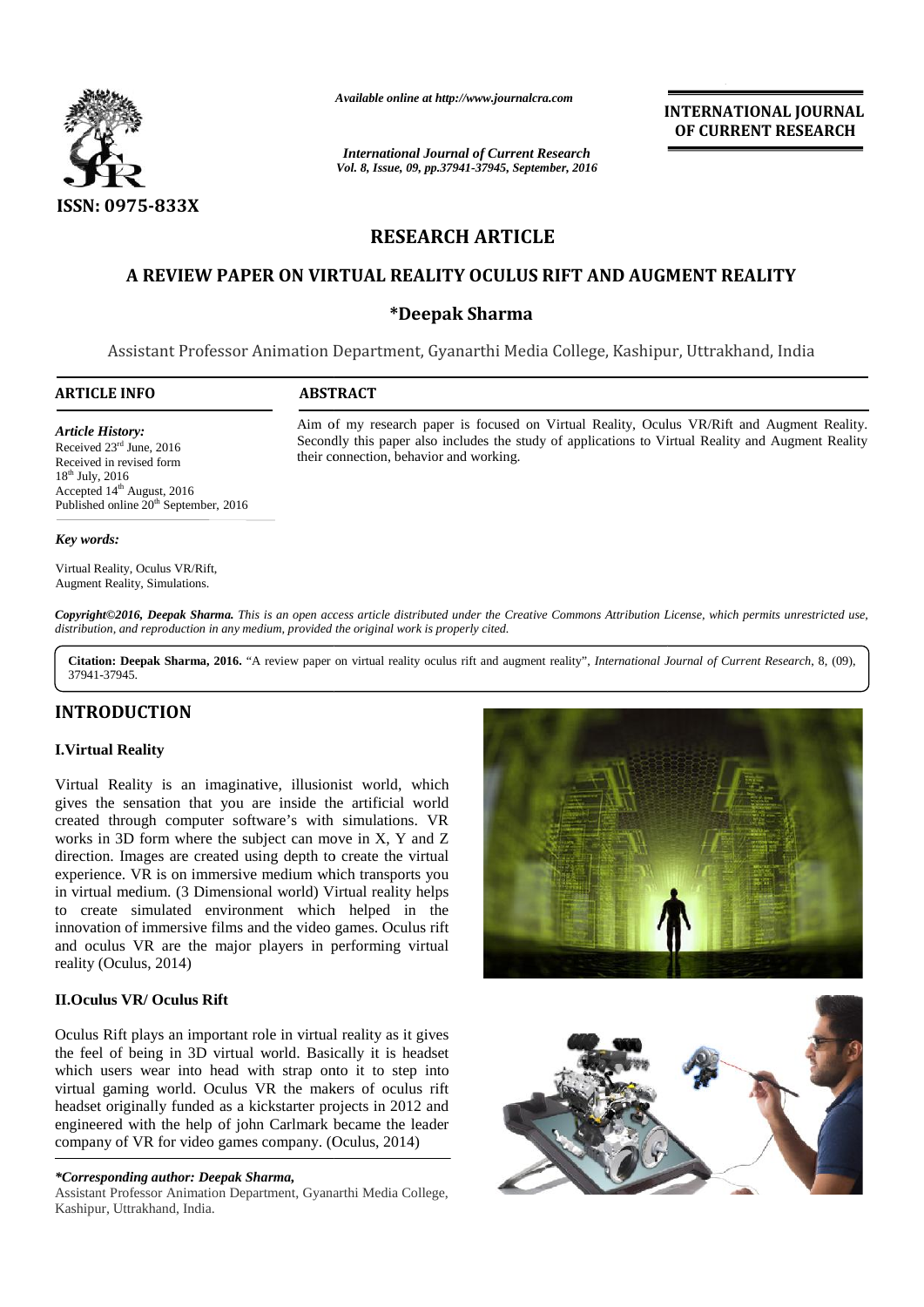*Available online at http://www.journalcra.com*

*International Journal of Current Research*
*Vol. 8, Issue, 09, pp.37941-37945, September, 2016*

**INTERNATIONAL JOURNAL OF CURRENT RESEARCH**

ISSN: 0975-833X

## RESEARCH ARTICLE

# A REVIEW PAPER ON VIRTUAL REALITY OCULUS RIFT AND AUGMENT REALITY

### *Deepak Sharma

Assistant Professor Animation Department, Gyanarthi Media College, Kashipur, Uttrakhand, India

**ARTICLE INFO**

*Article History:*

Received 23rd June, 2016
Received in revised form 18th July, 2016
Accepted 14th August, 2016
Published online 20th September, 2016

*Key words:*

Virtual Reality, Oculus VR/Rift, Augment Reality, Simulations.

**ABSTRACT**

Aim of my research paper is focused on Virtual Reality, Oculus VR/Rift and Augment Reality. Secondly this paper also includes the study of applications to Virtual Reality and Augment Reality their connection, behavior and working.

***Copyright©2016, Deepak Sharma.*** *This is an open access article distributed under the Creative Commons Attribution License, which permits unrestricted use, distribution, and reproduction in any medium, provided the original work is properly cited.*

**Citation: Deepak Sharma, 2016.** "A review paper on virtual reality oculus rift and augment reality", *International Journal of Current Research*, 8, (09), 37941-37945.

## INTRODUCTION

### I.Virtual Reality

Virtual Reality is an imaginative, illusionist world, which gives the sensation that you are inside the artificial world created through computer software's with simulations. VR works in 3D form where the subject can move in X, Y and Z direction. Images are created using depth to create the virtual experience. VR is on immersive medium which transports you in virtual medium. (3 Dimensional world) Virtual reality helps to create simulated environment which helped in the innovation of immersive films and the video games. Oculus rift and oculus VR are the major players in performing virtual reality (Oculus, 2014)

### II.Oculus VR/ Oculus Rift

Oculus Rift plays an important role in virtual reality as it gives the feel of being in 3D virtual world. Basically it is headset which users wear into head with strap onto it to step into virtual gaming world. Oculus VR the makers of oculus rift headset originally funded as a kickstarter projects in 2012 and engineered with the help of john Carlmark became the leader company of VR for video games company. (Oculus, 2014)

**\*Corresponding author: Deepak Sharma,**
Assistant Professor Animation Department, Gyanarthi Media College, Kashipur, Uttrakhand, India.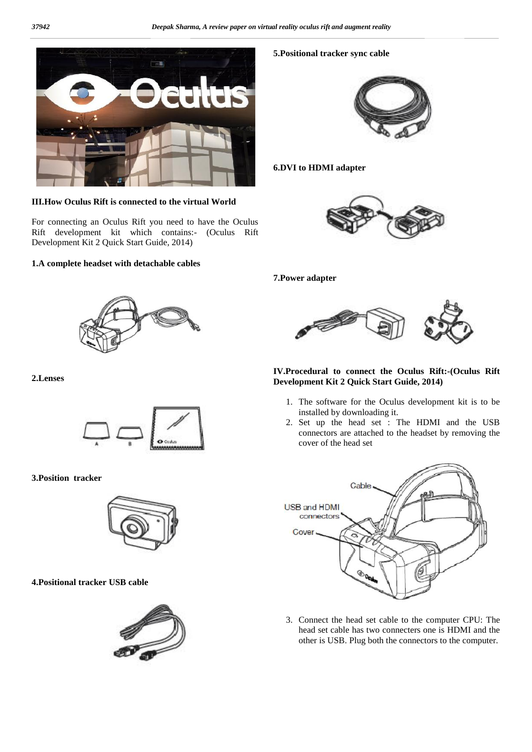### III.How Oculus Rift is connected to the virtual World

For connecting an Oculus Rift you need to have the Oculus Rift development kit which contains:- (Oculus Rift Development Kit 2 Quick Start Guide, 2014)

**1.A complete headset with detachable cables**

**2.Lenses**

**3.Position tracker**

**4.Positional tracker USB cable**

**5.Positional tracker sync cable**

**6.DVI to HDMI adapter**

**7.Power adapter**

### IV.Procedural to connect the Oculus Rift:-(Oculus Rift Development Kit 2 Quick Start Guide, 2014)

1. The software for the Oculus development kit is to be installed by downloading it.
2. Set up the head set : The HDMI and the USB connectors are attached to the headset by removing the cover of the head set
3. Connect the head set cable to the computer CPU: The head set cable has two connecters one is HDMI and the other is USB. Plug both the connectors to the computer.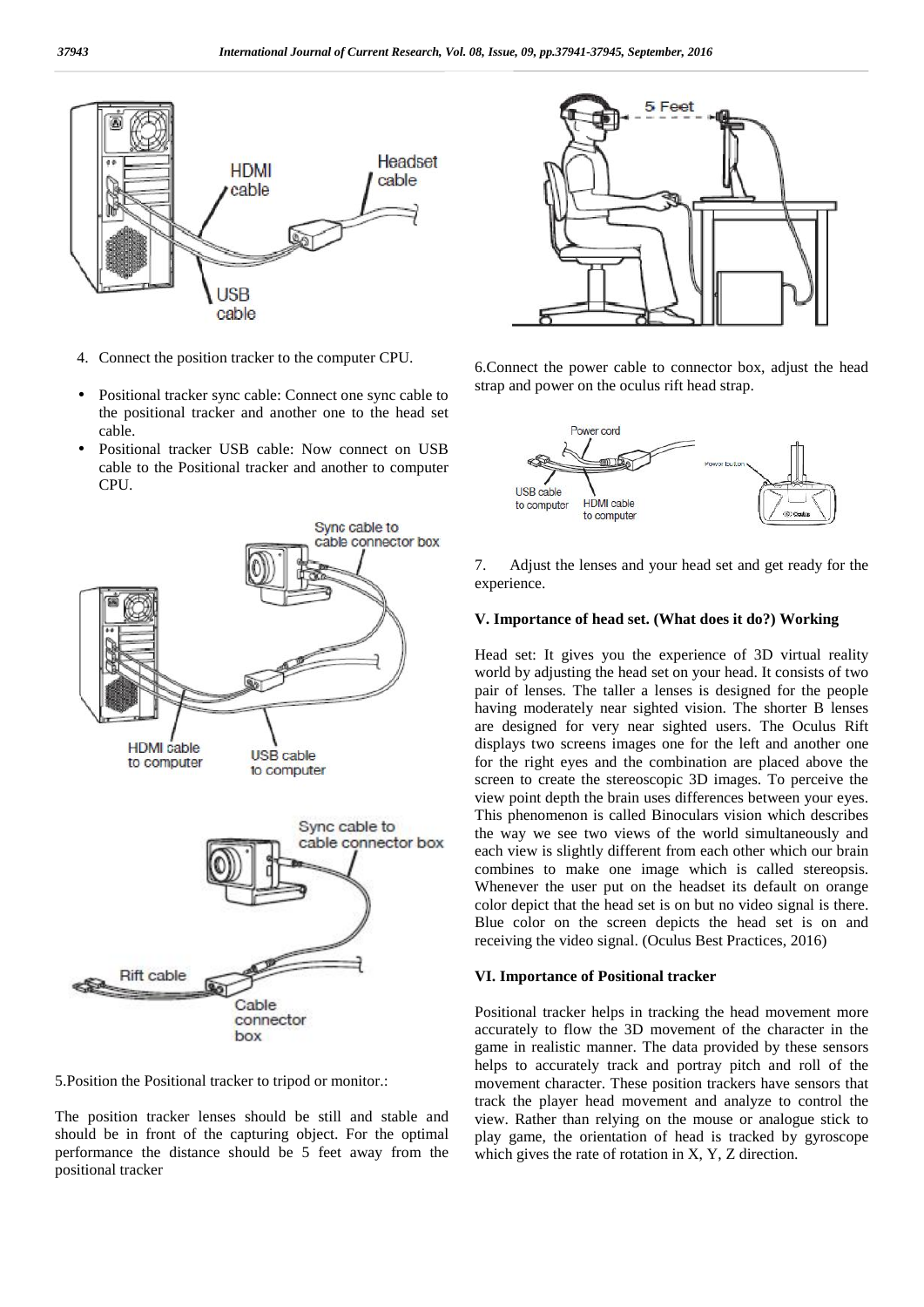4. Connect the position tracker to the computer CPU.

- Positional tracker sync cable: Connect one sync cable to the positional tracker and another one to the head set cable.
- Positional tracker USB cable: Now connect on USB cable to the Positional tracker and another to computer CPU.

5.Position the Positional tracker to tripod or monitor.:

The position tracker lenses should be still and stable and should be in front of the capturing object. For the optimal performance the distance should be 5 feet away from the positional tracker

6.Connect the power cable to connector box, adjust the head strap and power on the oculus rift head strap.

7. Adjust the lenses and your head set and get ready for the experience.

### V. Importance of head set. (What does it do?) Working

Head set: It gives you the experience of 3D virtual reality world by adjusting the head set on your head. It consists of two pair of lenses. The taller a lenses is designed for the people having moderately near sighted vision. The shorter B lenses are designed for very near sighted users. The Oculus Rift displays two screens images one for the left and another one for the right eyes and the combination are placed above the screen to create the stereoscopic 3D images. To perceive the view point depth the brain uses differences between your eyes. This phenomenon is called Binoculars vision which describes the way we see two views of the world simultaneously and each view is slightly different from each other which our brain combines to make one image which is called stereopsis. Whenever the user put on the headset its default on orange color depict that the head set is on but no video signal is there. Blue color on the screen depicts the head set is on and receiving the video signal. (Oculus Best Practices, 2016)

### VI. Importance of Positional tracker

Positional tracker helps in tracking the head movement more accurately to flow the 3D movement of the character in the game in realistic manner. The data provided by these sensors helps to accurately track and portray pitch and roll of the movement character. These position trackers have sensors that track the player head movement and analyze to control the view. Rather than relying on the mouse or analogue stick to play game, the orientation of head is tracked by gyroscope which gives the rate of rotation in X, Y, Z direction.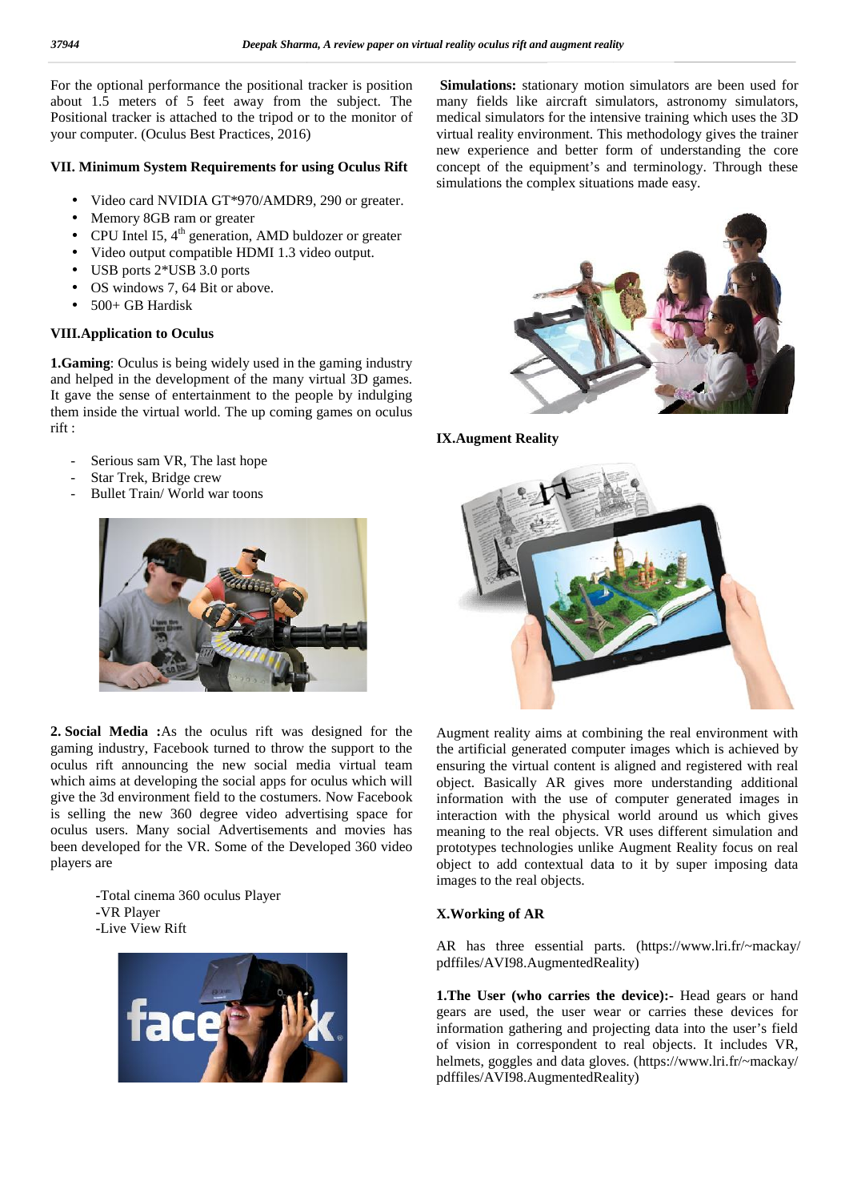For the optional performance the positional tracker is position about 1.5 meters of 5 feet away from the subject. The Positional tracker is attached to the tripod or to the monitor of your computer. (Oculus Best Practices, 2016)

### VII. Minimum System Requirements for using Oculus Rift

- Video card NVIDIA GT*970/AMDR9, 290 or greater.
- Memory 8GB ram or greater
- CPU Intel I5, 4th generation, AMD buldozer or greater
- Video output compatible HDMI 1.3 video output.
- USB ports 2*USB 3.0 ports
- OS windows 7, 64 Bit or above.
- 500+ GB Hardisk

### VIII.Application to Oculus

**1.Gaming**: Oculus is being widely used in the gaming industry and helped in the development of the many virtual 3D games. It gave the sense of entertainment to the people by indulging them inside the virtual world. The up coming games on oculus rift :

- Serious sam VR, The last hope
- Star Trek, Bridge crew
- Bullet Train/ World war toons

**2. Social Media :**As the oculus rift was designed for the gaming industry, Facebook turned to throw the support to the oculus rift announcing the new social media virtual team which aims at developing the social apps for oculus which will give the 3d environment field to the costumers. Now Facebook is selling the new 360 degree video advertising space for oculus users. Many social Advertisements and movies has been developed for the VR. Some of the Developed 360 video players are

-Total cinema 360 oculus Player
-VR Player
-Live View Rift

**Simulations:** stationary motion simulators are been used for many fields like aircraft simulators, astronomy simulators, medical simulators for the intensive training which uses the 3D virtual reality environment. This methodology gives the trainer new experience and better form of understanding the core concept of the equipment's and terminology. Through these simulations the complex situations made easy.

### IX.Augment Reality

Augment reality aims at combining the real environment with the artificial generated computer images which is achieved by ensuring the virtual content is aligned and registered with real object. Basically AR gives more understanding additional information with the use of computer generated images in interaction with the physical world around us which gives meaning to the real objects. VR uses different simulation and prototypes technologies unlike Augment Reality focus on real object to add contextual data to it by super imposing data images to the real objects.

### X.Working of AR

AR has three essential parts. (https://www.lri.fr/~mackay/pdffiles/AVI98.AugmentedReality)

**1.The User (who carries the device):-** Head gears or hand gears are used, the user wear or carries these devices for information gathering and projecting data into the user's field of vision in correspondent to real objects. It includes VR, helmets, goggles and data gloves. (https://www.lri.fr/~mackay/pdffiles/AVI98.AugmentedReality)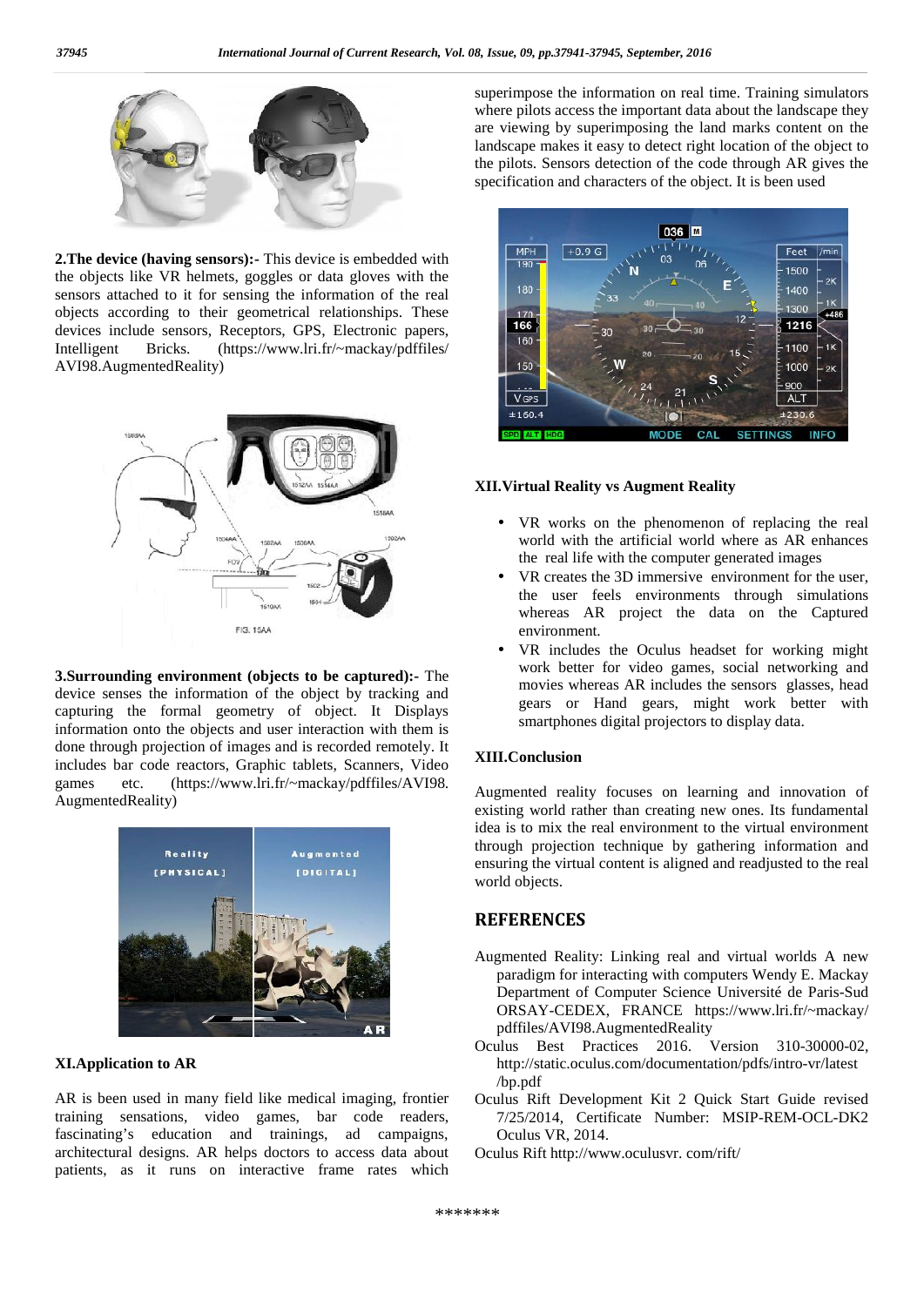**2.The device (having sensors):-** This device is embedded with the objects like VR helmets, goggles or data gloves with the sensors attached to it for sensing the information of the real objects according to their geometrical relationships. These devices include sensors, Receptors, GPS, Electronic papers, Intelligent Bricks. (https://www.lri.fr/~mackay/pdffiles/AVI98.AugmentedReality)

FIG. 15AA

**3.Surrounding environment (objects to be captured):-** The device senses the information of the object by tracking and capturing the formal geometry of object. It Displays information onto the objects and user interaction with them is done through projection of images and is recorded remotely. It includes bar code reactors, Graphic tablets, Scanners, Video games etc. (https://www.lri.fr/~mackay/pdffiles/AVI98.AugmentedReality)

### XI.Application to AR

AR is been used in many field like medical imaging, frontier training sensations, video games, bar code readers, fascinating's education and trainings, ad campaigns, architectural designs. AR helps doctors to access data about patients, as it runs on interactive frame rates which superimpose the information on real time. Training simulators where pilots access the important data about the landscape they are viewing by superimposing the land marks content on the landscape makes it easy to detect right location of the object to the pilots. Sensors detection of the code through AR gives the specification and characters of the object. It is been used

### XII.Virtual Reality vs Augment Reality

- VR works on the phenomenon of replacing the real world with the artificial world where as AR enhances the real life with the computer generated images
- VR creates the 3D immersive environment for the user, the user feels environments through simulations whereas AR project the data on the Captured environment.
- VR includes the Oculus headset for working might work better for video games, social networking and movies whereas AR includes the sensors glasses, head gears or Hand gears, might work better with smartphones digital projectors to display data.

### XIII.Conclusion

Augmented reality focuses on learning and innovation of existing world rather than creating new ones. Its fundamental idea is to mix the real environment to the virtual environment through projection technique by gathering information and ensuring the virtual content is aligned and readjusted to the real world objects.

## REFERENCES

Augmented Reality: Linking real and virtual worlds A new paradigm for interacting with computers Wendy E. Mackay Department of Computer Science Université de Paris-Sud ORSAY-CEDEX, FRANCE https://www.lri.fr/~mackay/pdffiles/AVI98.AugmentedReality

Oculus Best Practices 2016. Version 310-30000-02, http://static.oculus.com/documentation/pdfs/intro-vr/latest/bp.pdf

Oculus Rift Development Kit 2 Quick Start Guide revised 7/25/2014, Certificate Number: MSIP-REM-OCL-DK2 Oculus VR, 2014.

Oculus Rift http://www.oculusvr. com/rift/

\*\*\*\*\*\*\*